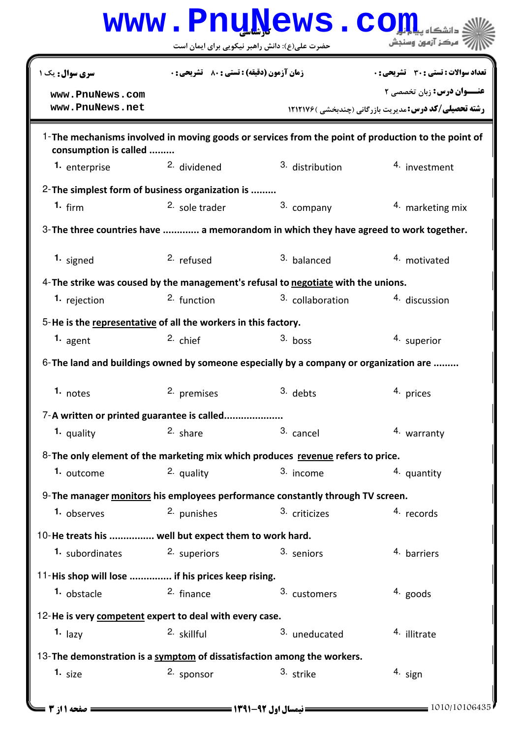کارشناسی

حضرت علی(ع): دانش راهبر نیکویی برای ایمان است

دانشگاه پیام نور
مرکز آزمون وسنجش

**سری سوال:** یک ۱

**زمان آزمون (دقیقه) : تستی : ۸۰ تشریحی : ۰**

**تعداد سوالات : تستی : ۳۰ تشریحی : ۰**

www.PnuNews.com
www.PnuNews.net

**عنـــوان درس:** زبان تخصصی ۲

**رشته تحصیلی/کد درس:** مدیریت بازرگانی (چندبخشی )۱۲۱۲۱۷۶

1-**The mechanisms involved in moving goods or services from the point of production to the point of consumption is called .........**

1. enterprise
2. dividened
3. distribution
4. investment

2-**The simplest form of business organization is .........**

1. firm
2. sole trader
3. company
4. marketing mix

3-**The three countries have ............. a memorandom in which they have agreed to work together.**

1. signed
2. refused
3. balanced
4. motivated

4-**The strike was coused by the management's refusal to negotiate with the unions.**

1. rejection
2. function
3. collaboration
4. discussion

5-**He is the representative of all the workers in this factory.**

1. agent
2. chief
3. boss
4. superior

6-**The land and buildings owned by someone especially by a company or organization are .........**

1. notes
2. premises
3. debts
4. prices

7-**A written or printed guarantee is called.....................**

1. quality
2. share
3. cancel
4. warranty

8-**The only element of the marketing mix which produces revenue refers to price.**

1. outcome
2. quality
3. income
4. quantity

9-**The manager monitors his employees performance constantly through TV screen.**

1. observes
2. punishes
3. criticizes
4. records

10-**He treats his ................ well but expect them to work hard.**

1. subordinates
2. superiors
3. seniors
4. barriers

11-**His shop will lose ............... if his prices keep rising.**

1. obstacle
2. finance
3. customers
4. goods

12-**He is very competent expert to deal with every case.**

1. lazy
2. skillful
3. uneducated
4. illitrate

13-**The demonstration is a symptom of dissatisfaction among the workers.**

1. size
2. sponsor
3. strike
4. sign

نیمسال اول ۹۲-۱۳۹۱

1010/10106435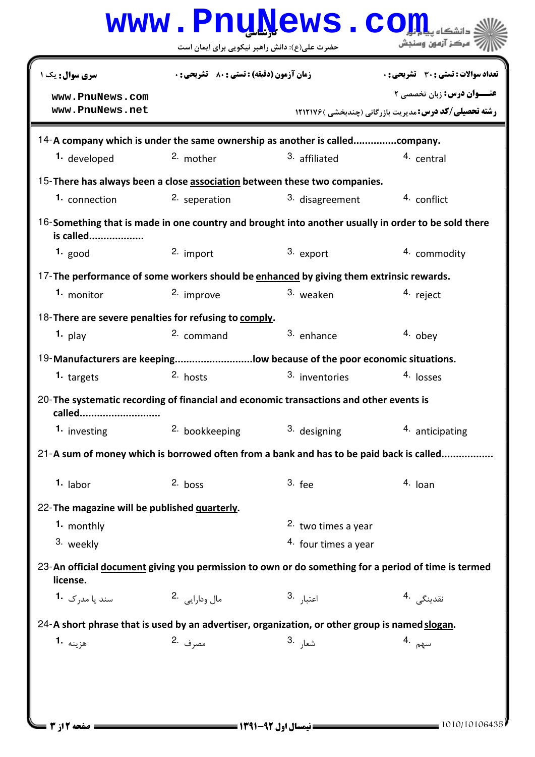14-**A company which is under the same ownership as another is called...............company.**

1. developed
2. mother
3. affiliated
4. central

15-**There has always been a close association between these two companies.**

1. connection
2. seperation
3. disagreement
4. conflict

16-**Something that is made in one country and brought into another usually in order to be sold there is called...................**

1. good
2. import
3. export
4. commodity

17-**The performance of some workers should be enhanced by giving them extrinsic rewards.**

1. monitor
2. improve
3. weaken
4. reject

18-**There are severe penalties for refusing to comply.**

1. play
2. command
3. enhance
4. obey

19-**Manufacturers are keeping...........................low because of the poor economic situations.**

1. targets
2. hosts
3. inventories
4. losses

20-**The systematic recording of financial and economic transactions and other events is called............................**

1. investing
2. bookkeeping
3. designing
4. anticipating

21-**A sum of money which is borrowed often from a bank and has to be paid back is called.................**

1. labor
2. boss
3. fee
4. loan

22-**The magazine will be published quarterly.**

1. monthly
2. two times a year
3. weekly
4. four times a year

23-**An official document giving you permission to own or do something for a period of time is termed license.**

1. سند یا مدرک
2. مال ودارایی
3. اعتبار
4. نقدینگی

24-**A short phrase that is used by an advertiser, organization, or other group is named slogan.**

1. هزینه
2. مصرف
3. شعار
4. سهم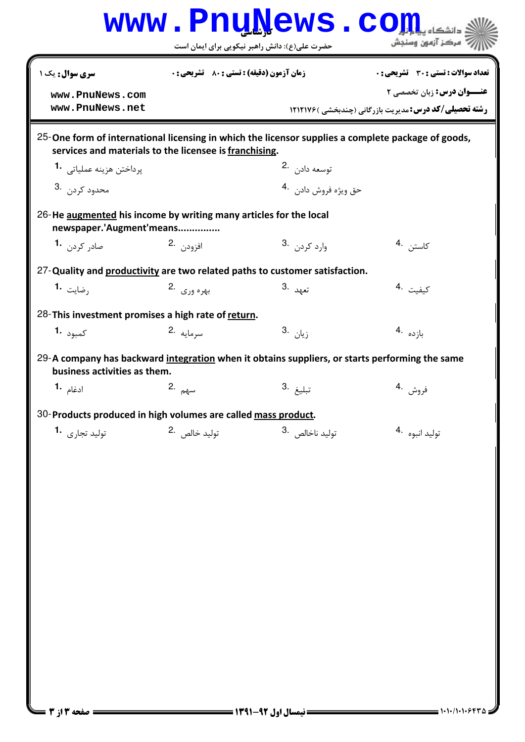25-One form of international licensing in which the licensor supplies a complete package of goods, services and materials to the licensee is franchising.

1. پرداختن هزینه عملیاتی
2. توسعه دادن
3. محدود کردن
4. حق ویژه فروش دادن

26-He augmented his income by writing many articles for the local newspaper.'Augment'means...............

1. صادر کردن
2. افزودن
3. وارد کردن
4. کاستن

27-Quality and productivity are two related paths to customer satisfaction.

1. رضایت
2. بهره وری
3. تعهد
4. کیفیت

28-This investment promises a high rate of return.

1. کمبود
2. سرمایه
3. زیان
4. بازده

29-A company has backward integration when it obtains suppliers, or starts performing the same business activities as them.

1. ادغام
2. سهم
3. تبلیغ
4. فروش

30-Products produced in high volumes are called mass product.

1. تولید تجاری
2. تولید خالص
3. تولید ناخالص
4. تولید انبوه